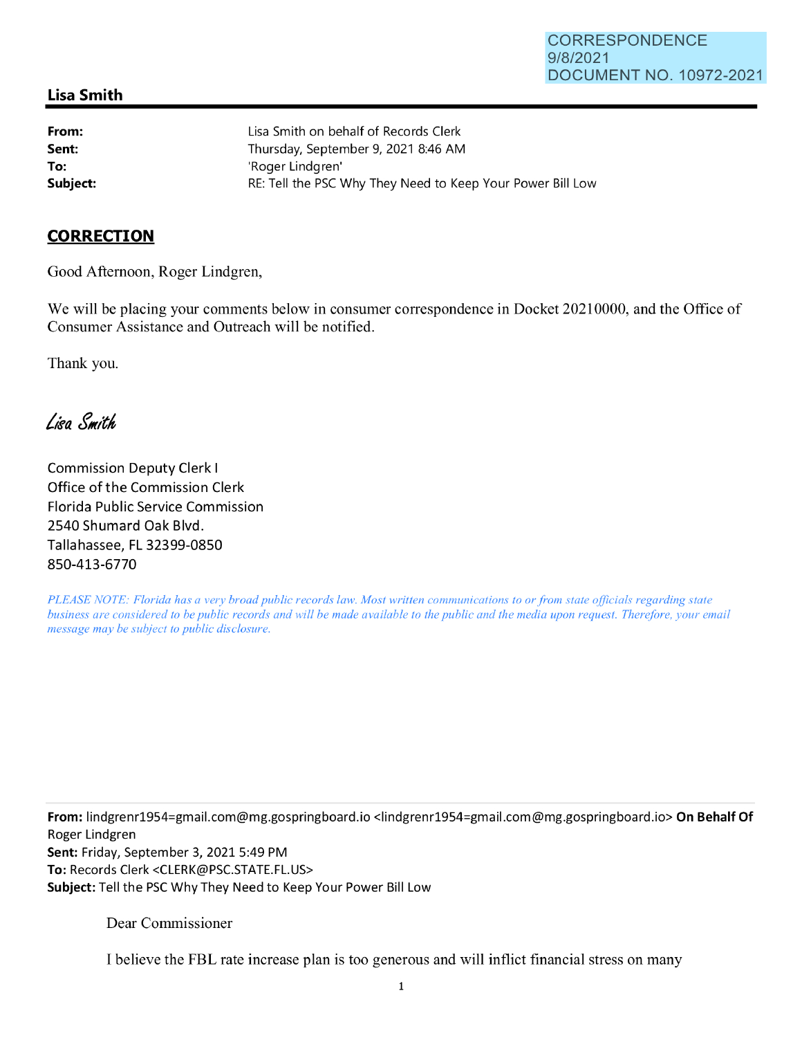CORRESPONDENCE
9/8/2021
DOCUMENT NO. 10972-2021

## Lisa Smith

| | |
|---|---|
| **From:** | Lisa Smith on behalf of Records Clerk |
| **Sent:** | Thursday, September 9, 2021 8:46 AM |
| **To:** | 'Roger Lindgren' |
| **Subject:** | RE: Tell the PSC Why They Need to Keep Your Power Bill Low |

**CORRECTION**

Good Afternoon, Roger Lindgren,

We will be placing your comments below in consumer correspondence in Docket 20210000, and the Office of Consumer Assistance and Outreach will be notified.

Thank you.

*Lisa Smith*

Commission Deputy Clerk I
Office of the Commission Clerk
Florida Public Service Commission
2540 Shumard Oak Blvd.
Tallahassee, FL 32399-0850
850-413-6770

*PLEASE NOTE: Florida has a very broad public records law. Most written communications to or from state officials regarding state business are considered to be public records and will be made available to the public and the media upon request. Therefore, your email message may be subject to public disclosure.*

---

**From:** lindgrenr1954=gmail.com@mg.gospringboard.io <lindgrenr1954=gmail.com@mg.gospringboard.io> **On Behalf Of** Roger Lindgren
**Sent:** Friday, September 3, 2021 5:49 PM
**To:** Records Clerk <CLERK@PSC.STATE.FL.US>
**Subject:** Tell the PSC Why They Need to Keep Your Power Bill Low

Dear Commissioner

I believe the FBL rate increase plan is too generous and will inflict financial stress on many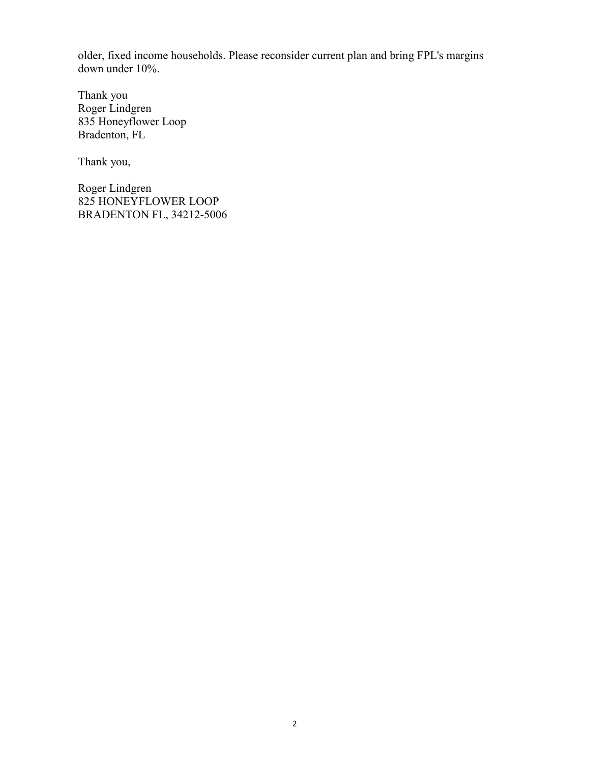older, fixed income households. Please reconsider current plan and bring FPL's margins down under 10%.

Thank you
Roger Lindgren
835 Honeyflower Loop
Bradenton, FL

Thank you,

Roger Lindgren
825 HONEYFLOWER LOOP
BRADENTON FL, 34212-5006